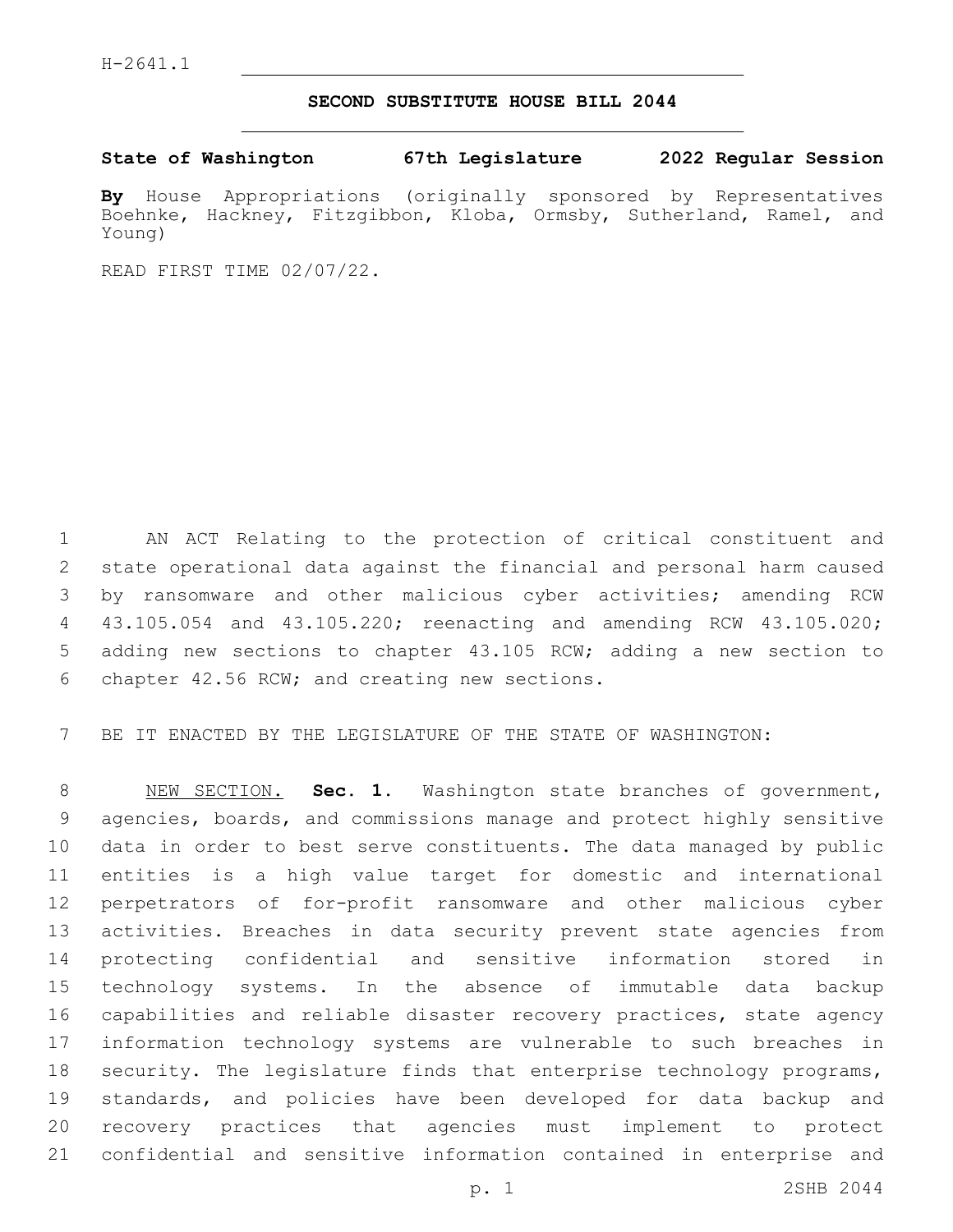H-2641.1

# SECOND SUBSTITUTE HOUSE BILL 2044

**State of Washington 67th Legislature 2022 Regular Session**

**By** House Appropriations (originally sponsored by Representatives Boehnke, Hackney, Fitzgibbon, Kloba, Ormsby, Sutherland, Ramel, and Young)

READ FIRST TIME 02/07/22.

AN ACT Relating to the protection of critical constituent and state operational data against the financial and personal harm caused by ransomware and other malicious cyber activities; amending RCW 43.105.054 and 43.105.220; reenacting and amending RCW 43.105.020; adding new sections to chapter 43.105 RCW; adding a new section to chapter 42.56 RCW; and creating new sections.

BE IT ENACTED BY THE LEGISLATURE OF THE STATE OF WASHINGTON:

NEW SECTION. **Sec. 1.** Washington state branches of government, agencies, boards, and commissions manage and protect highly sensitive data in order to best serve constituents. The data managed by public entities is a high value target for domestic and international perpetrators of for-profit ransomware and other malicious cyber activities. Breaches in data security prevent state agencies from protecting confidential and sensitive information stored in technology systems. In the absence of immutable data backup capabilities and reliable disaster recovery practices, state agency information technology systems are vulnerable to such breaches in security. The legislature finds that enterprise technology programs, standards, and policies have been developed for data backup and recovery practices that agencies must implement to protect confidential and sensitive information contained in enterprise and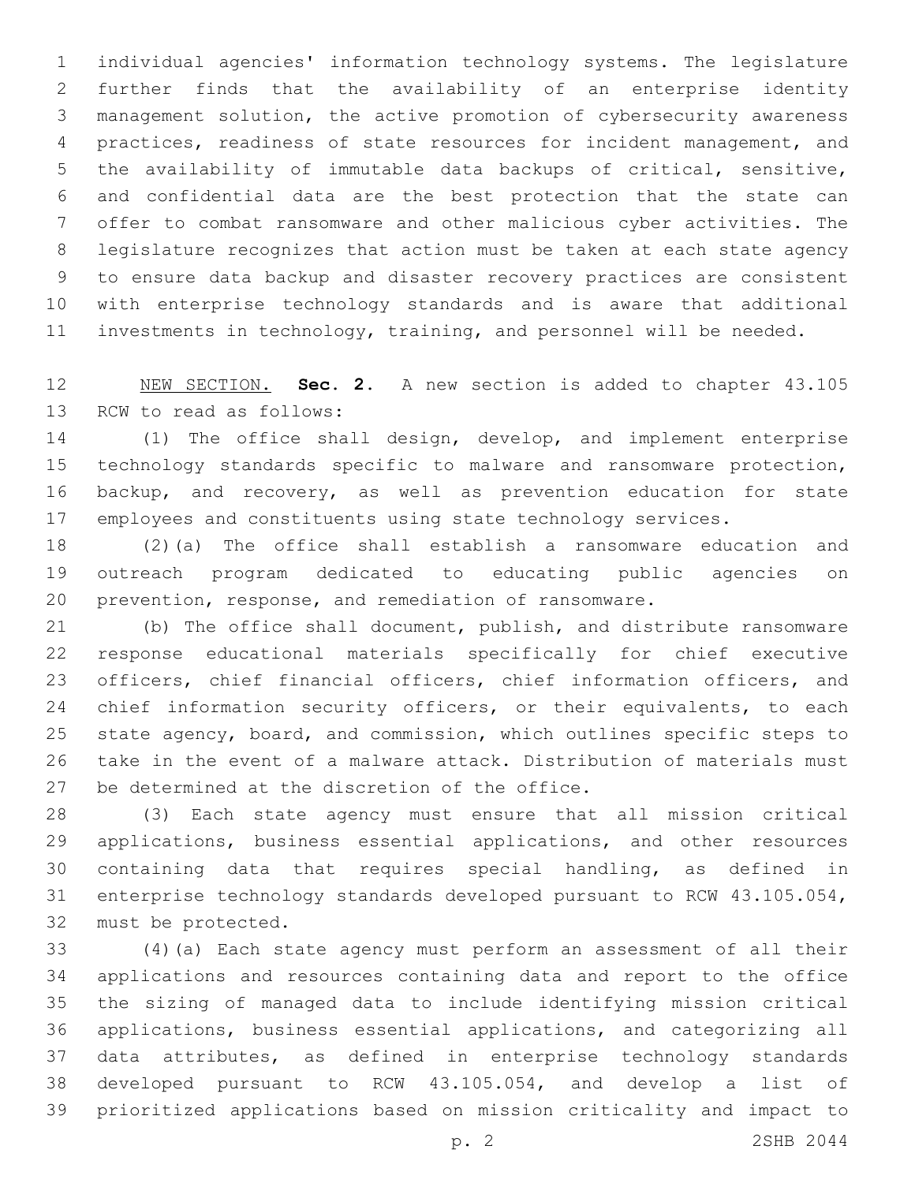individual agencies' information technology systems. The legislature further finds that the availability of an enterprise identity management solution, the active promotion of cybersecurity awareness practices, readiness of state resources for incident management, and the availability of immutable data backups of critical, sensitive, and confidential data are the best protection that the state can offer to combat ransomware and other malicious cyber activities. The legislature recognizes that action must be taken at each state agency to ensure data backup and disaster recovery practices are consistent with enterprise technology standards and is aware that additional investments in technology, training, and personnel will be needed.

NEW SECTION. **Sec. 2.** A new section is added to chapter 43.105 RCW to read as follows:

(1) The office shall design, develop, and implement enterprise technology standards specific to malware and ransomware protection, backup, and recovery, as well as prevention education for state employees and constituents using state technology services.

(2)(a) The office shall establish a ransomware education and outreach program dedicated to educating public agencies on prevention, response, and remediation of ransomware.

(b) The office shall document, publish, and distribute ransomware response educational materials specifically for chief executive officers, chief financial officers, chief information officers, and chief information security officers, or their equivalents, to each state agency, board, and commission, which outlines specific steps to take in the event of a malware attack. Distribution of materials must be determined at the discretion of the office.

(3) Each state agency must ensure that all mission critical applications, business essential applications, and other resources containing data that requires special handling, as defined in enterprise technology standards developed pursuant to RCW 43.105.054, must be protected.

(4)(a) Each state agency must perform an assessment of all their applications and resources containing data and report to the office the sizing of managed data to include identifying mission critical applications, business essential applications, and categorizing all data attributes, as defined in enterprise technology standards developed pursuant to RCW 43.105.054, and develop a list of prioritized applications based on mission criticality and impact to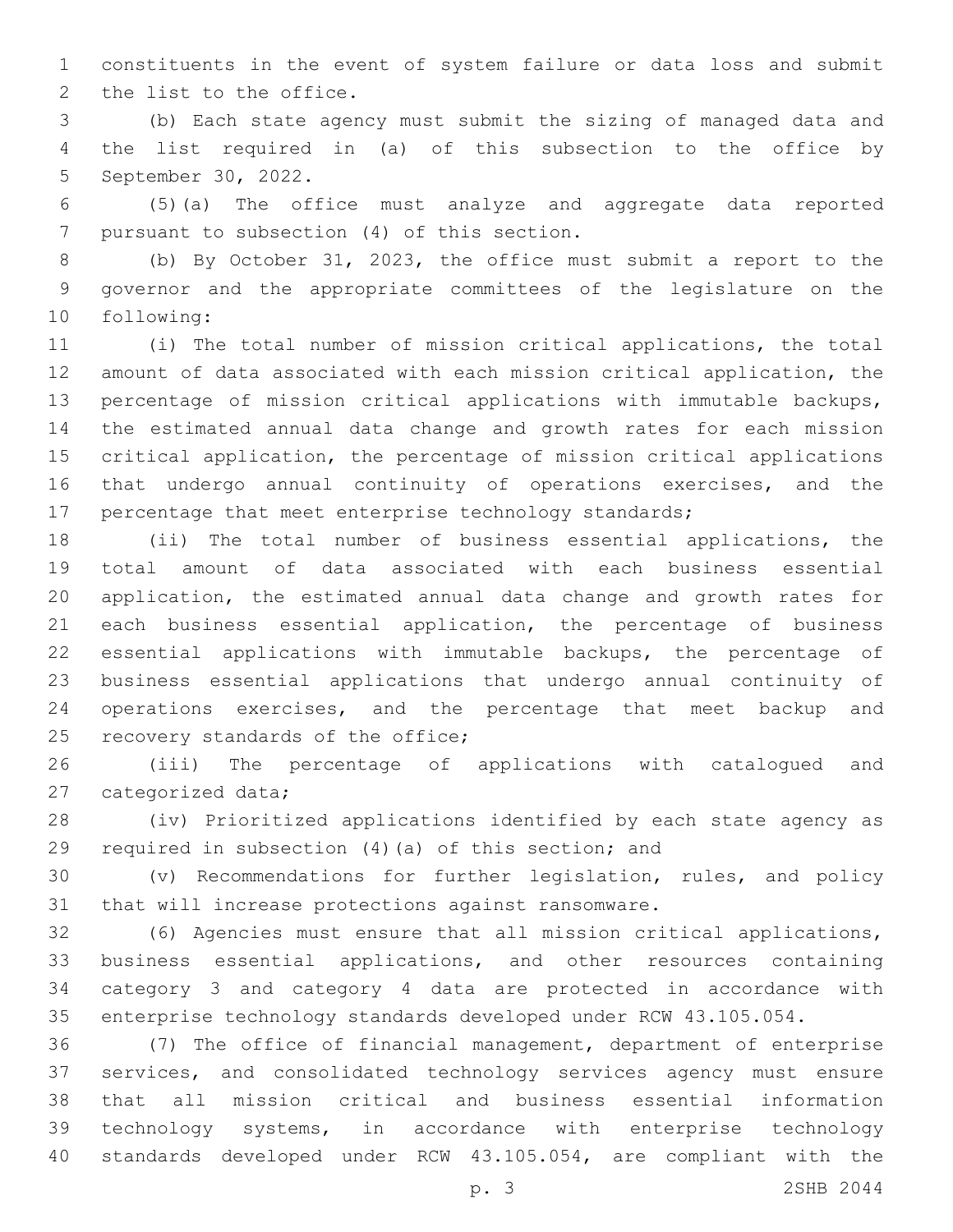constituents in the event of system failure or data loss and submit the list to the office.

(b) Each state agency must submit the sizing of managed data and the list required in (a) of this subsection to the office by September 30, 2022.

(5)(a) The office must analyze and aggregate data reported pursuant to subsection (4) of this section.

(b) By October 31, 2023, the office must submit a report to the governor and the appropriate committees of the legislature on the following:

(i) The total number of mission critical applications, the total amount of data associated with each mission critical application, the percentage of mission critical applications with immutable backups, the estimated annual data change and growth rates for each mission critical application, the percentage of mission critical applications that undergo annual continuity of operations exercises, and the percentage that meet enterprise technology standards;

(ii) The total number of business essential applications, the total amount of data associated with each business essential application, the estimated annual data change and growth rates for each business essential application, the percentage of business essential applications with immutable backups, the percentage of business essential applications that undergo annual continuity of operations exercises, and the percentage that meet backup and recovery standards of the office;

(iii) The percentage of applications with catalogued and categorized data;

(iv) Prioritized applications identified by each state agency as required in subsection (4)(a) of this section; and

(v) Recommendations for further legislation, rules, and policy that will increase protections against ransomware.

(6) Agencies must ensure that all mission critical applications, business essential applications, and other resources containing category 3 and category 4 data are protected in accordance with enterprise technology standards developed under RCW 43.105.054.

(7) The office of financial management, department of enterprise services, and consolidated technology services agency must ensure that all mission critical and business essential information technology systems, in accordance with enterprise technology standards developed under RCW 43.105.054, are compliant with the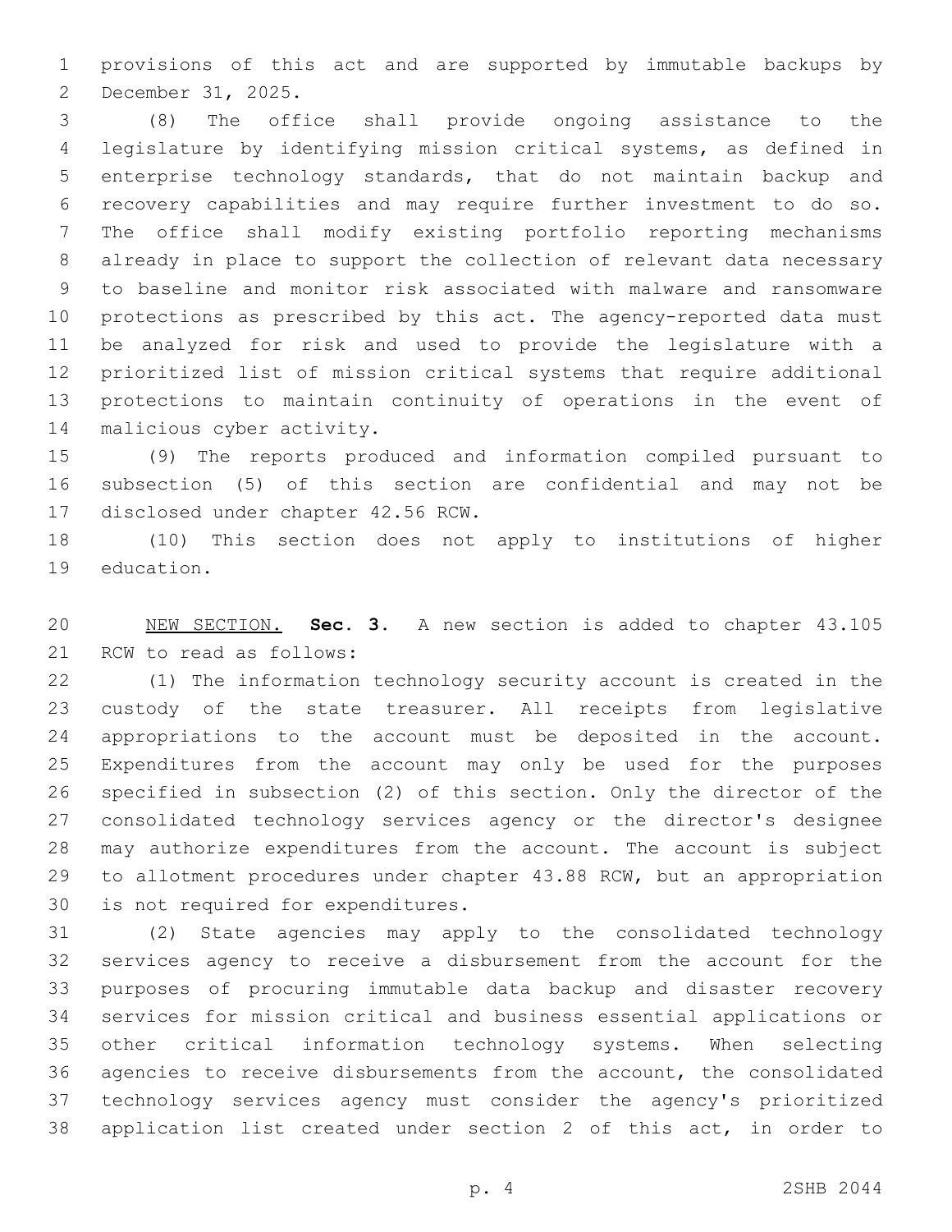provisions of this act and are supported by immutable backups by December 31, 2025.

(8) The office shall provide ongoing assistance to the legislature by identifying mission critical systems, as defined in enterprise technology standards, that do not maintain backup and recovery capabilities and may require further investment to do so. The office shall modify existing portfolio reporting mechanisms already in place to support the collection of relevant data necessary to baseline and monitor risk associated with malware and ransomware protections as prescribed by this act. The agency-reported data must be analyzed for risk and used to provide the legislature with a prioritized list of mission critical systems that require additional protections to maintain continuity of operations in the event of malicious cyber activity.

(9) The reports produced and information compiled pursuant to subsection (5) of this section are confidential and may not be disclosed under chapter 42.56 RCW.

(10) This section does not apply to institutions of higher education.

NEW SECTION. **Sec. 3.** A new section is added to chapter 43.105 RCW to read as follows:

(1) The information technology security account is created in the custody of the state treasurer. All receipts from legislative appropriations to the account must be deposited in the account. Expenditures from the account may only be used for the purposes specified in subsection (2) of this section. Only the director of the consolidated technology services agency or the director's designee may authorize expenditures from the account. The account is subject to allotment procedures under chapter 43.88 RCW, but an appropriation is not required for expenditures.

(2) State agencies may apply to the consolidated technology services agency to receive a disbursement from the account for the purposes of procuring immutable data backup and disaster recovery services for mission critical and business essential applications or other critical information technology systems. When selecting agencies to receive disbursements from the account, the consolidated technology services agency must consider the agency's prioritized application list created under section 2 of this act, in order to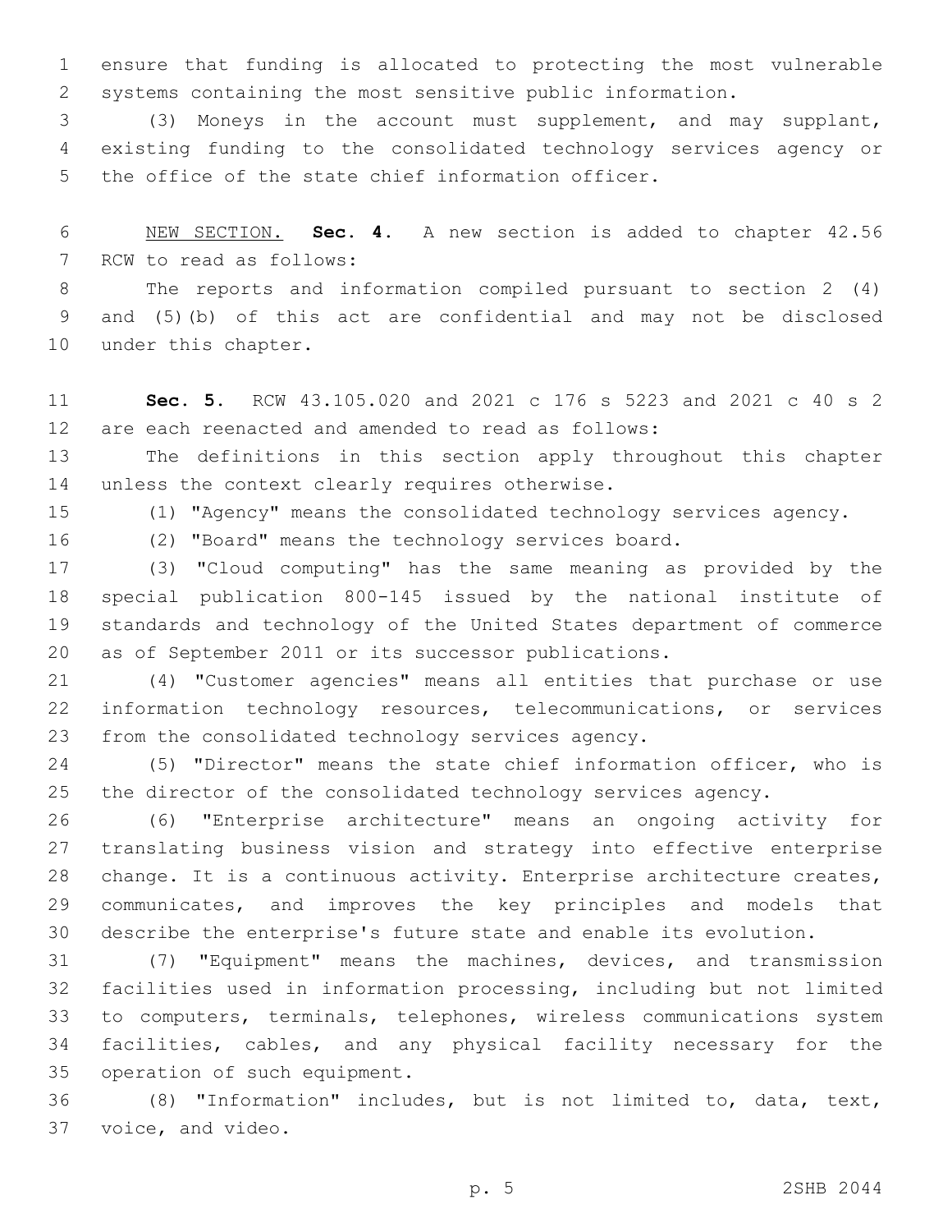ensure that funding is allocated to protecting the most vulnerable systems containing the most sensitive public information.

(3) Moneys in the account must supplement, and may supplant, existing funding to the consolidated technology services agency or the office of the state chief information officer.

NEW SECTION. **Sec. 4.** A new section is added to chapter 42.56 RCW to read as follows:

The reports and information compiled pursuant to section 2 (4) and (5)(b) of this act are confidential and may not be disclosed under this chapter.

**Sec. 5.** RCW 43.105.020 and 2021 c 176 s 5223 and 2021 c 40 s 2 are each reenacted and amended to read as follows:

The definitions in this section apply throughout this chapter unless the context clearly requires otherwise.

(1) "Agency" means the consolidated technology services agency.

(2) "Board" means the technology services board.

(3) "Cloud computing" has the same meaning as provided by the special publication 800-145 issued by the national institute of standards and technology of the United States department of commerce as of September 2011 or its successor publications.

(4) "Customer agencies" means all entities that purchase or use information technology resources, telecommunications, or services from the consolidated technology services agency.

(5) "Director" means the state chief information officer, who is the director of the consolidated technology services agency.

(6) "Enterprise architecture" means an ongoing activity for translating business vision and strategy into effective enterprise change. It is a continuous activity. Enterprise architecture creates, communicates, and improves the key principles and models that describe the enterprise's future state and enable its evolution.

(7) "Equipment" means the machines, devices, and transmission facilities used in information processing, including but not limited to computers, terminals, telephones, wireless communications system facilities, cables, and any physical facility necessary for the operation of such equipment.

(8) "Information" includes, but is not limited to, data, text, voice, and video.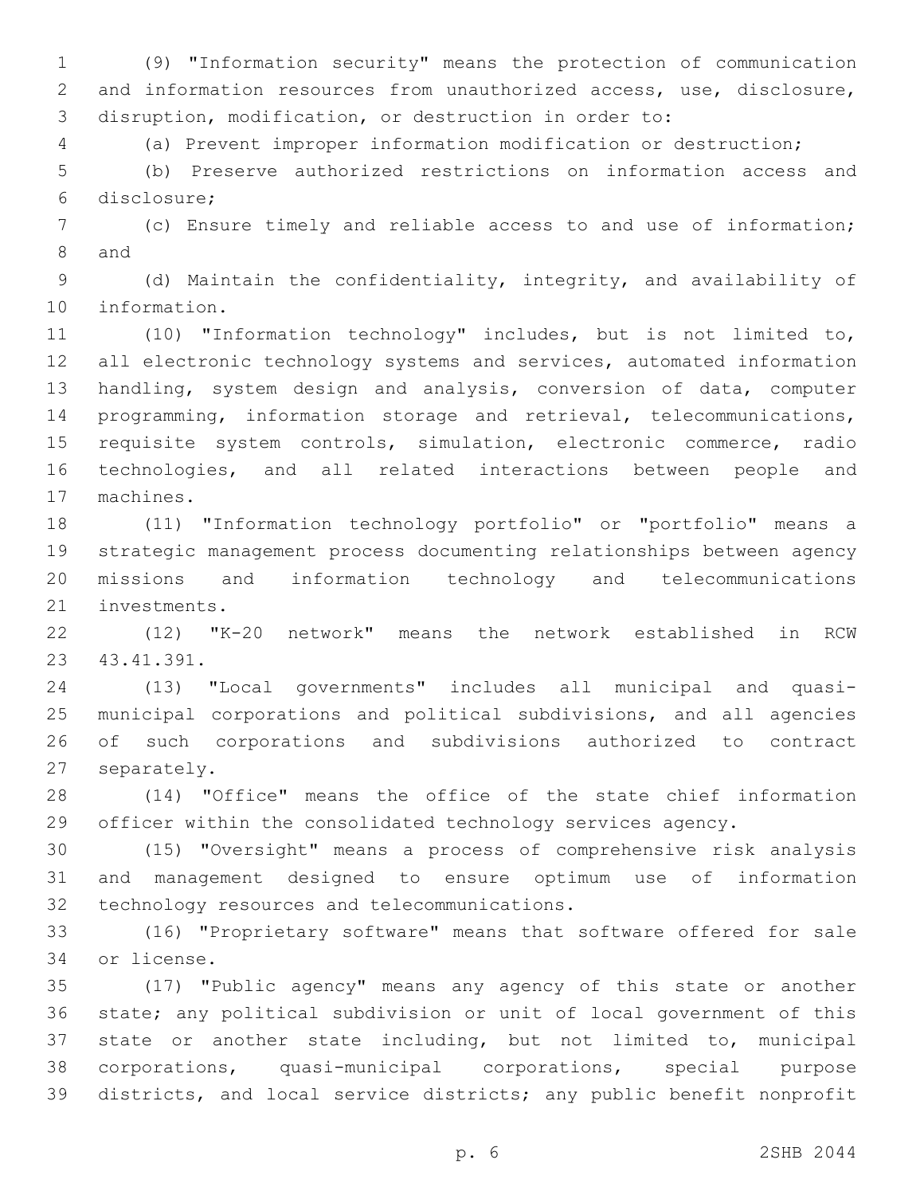(9) "Information security" means the protection of communication and information resources from unauthorized access, use, disclosure, disruption, modification, or destruction in order to:

(a) Prevent improper information modification or destruction;

(b) Preserve authorized restrictions on information access and disclosure;

(c) Ensure timely and reliable access to and use of information; and

(d) Maintain the confidentiality, integrity, and availability of information.

(10) "Information technology" includes, but is not limited to, all electronic technology systems and services, automated information handling, system design and analysis, conversion of data, computer programming, information storage and retrieval, telecommunications, requisite system controls, simulation, electronic commerce, radio technologies, and all related interactions between people and machines.

(11) "Information technology portfolio" or "portfolio" means a strategic management process documenting relationships between agency missions and information technology and telecommunications investments.

(12) "K-20 network" means the network established in RCW 43.41.391.

(13) "Local governments" includes all municipal and quasi-municipal corporations and political subdivisions, and all agencies of such corporations and subdivisions authorized to contract separately.

(14) "Office" means the office of the state chief information officer within the consolidated technology services agency.

(15) "Oversight" means a process of comprehensive risk analysis and management designed to ensure optimum use of information technology resources and telecommunications.

(16) "Proprietary software" means that software offered for sale or license.

(17) "Public agency" means any agency of this state or another state; any political subdivision or unit of local government of this state or another state including, but not limited to, municipal corporations, quasi-municipal corporations, special purpose districts, and local service districts; any public benefit nonprofit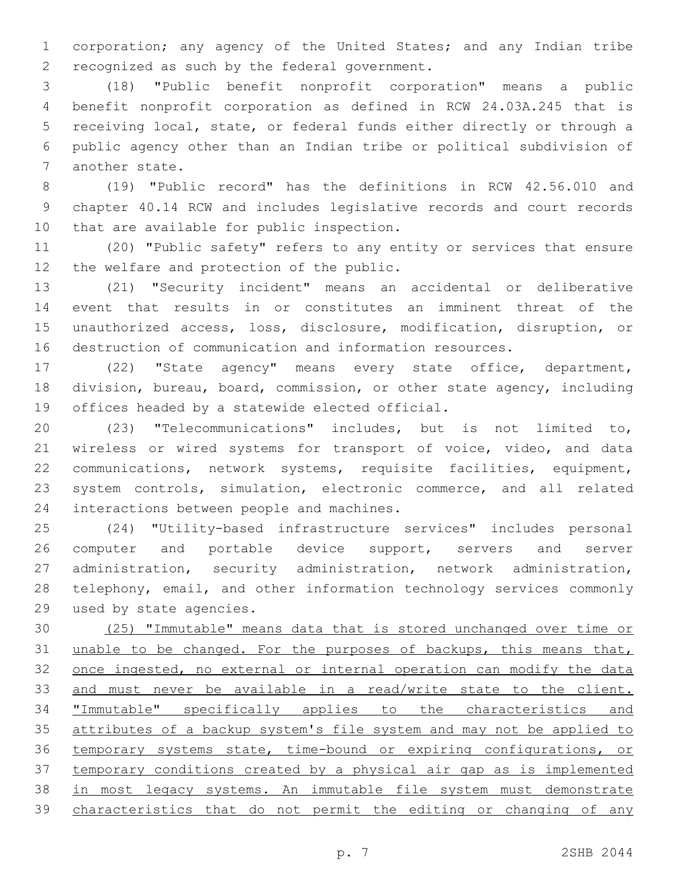corporation; any agency of the United States; and any Indian tribe recognized as such by the federal government.

(18) "Public benefit nonprofit corporation" means a public benefit nonprofit corporation as defined in RCW 24.03A.245 that is receiving local, state, or federal funds either directly or through a public agency other than an Indian tribe or political subdivision of another state.

(19) "Public record" has the definitions in RCW 42.56.010 and chapter 40.14 RCW and includes legislative records and court records that are available for public inspection.

(20) "Public safety" refers to any entity or services that ensure the welfare and protection of the public.

(21) "Security incident" means an accidental or deliberative event that results in or constitutes an imminent threat of the unauthorized access, loss, disclosure, modification, disruption, or destruction of communication and information resources.

(22) "State agency" means every state office, department, division, bureau, board, commission, or other state agency, including offices headed by a statewide elected official.

(23) "Telecommunications" includes, but is not limited to, wireless or wired systems for transport of voice, video, and data communications, network systems, requisite facilities, equipment, system controls, simulation, electronic commerce, and all related interactions between people and machines.

(24) "Utility-based infrastructure services" includes personal computer and portable device support, servers and server administration, security administration, network administration, telephony, email, and other information technology services commonly used by state agencies.

<u>(25) "Immutable" means data that is stored unchanged over time or unable to be changed. For the purposes of backups, this means that, once ingested, no external or internal operation can modify the data and must never be available in a read/write state to the client. "Immutable" specifically applies to the characteristics and attributes of a backup system's file system and may not be applied to temporary systems state, time-bound or expiring configurations, or temporary conditions created by a physical air gap as is implemented in most legacy systems. An immutable file system must demonstrate characteristics that do not permit the editing or changing of any</u>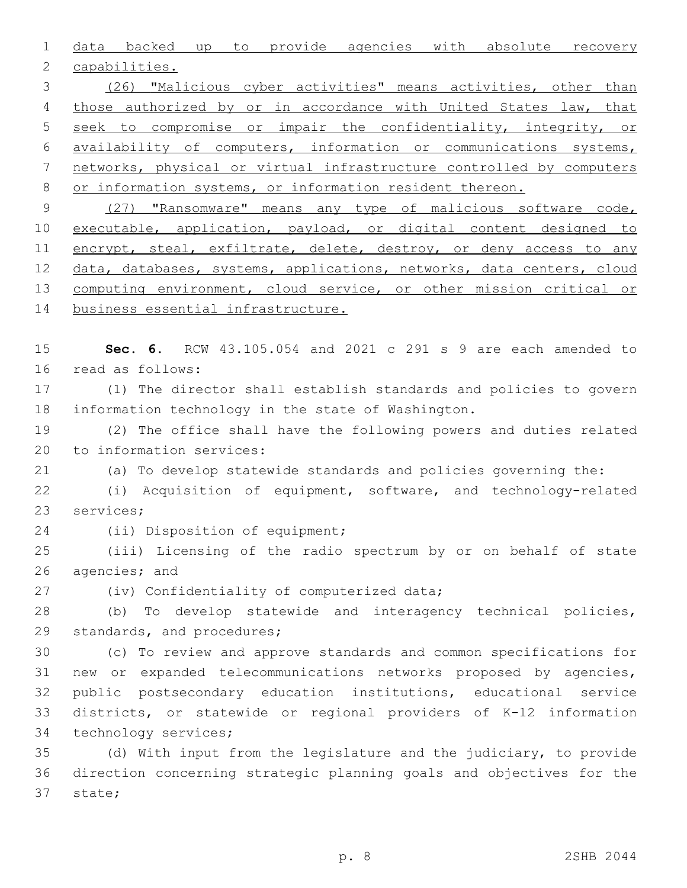data backed up to provide agencies with absolute recovery capabilities.

(26) "Malicious cyber activities" means activities, other than those authorized by or in accordance with United States law, that seek to compromise or impair the confidentiality, integrity, or availability of computers, information or communications systems, networks, physical or virtual infrastructure controlled by computers or information systems, or information resident thereon.

(27) "Ransomware" means any type of malicious software code, executable, application, payload, or digital content designed to encrypt, steal, exfiltrate, delete, destroy, or deny access to any data, databases, systems, applications, networks, data centers, cloud computing environment, cloud service, or other mission critical or business essential infrastructure.

**Sec. 6.** RCW 43.105.054 and 2021 c 291 s 9 are each amended to read as follows:

(1) The director shall establish standards and policies to govern information technology in the state of Washington.

(2) The office shall have the following powers and duties related to information services:

(a) To develop statewide standards and policies governing the:

(i) Acquisition of equipment, software, and technology-related services;

(ii) Disposition of equipment;

(iii) Licensing of the radio spectrum by or on behalf of state agencies; and

(iv) Confidentiality of computerized data;

(b) To develop statewide and interagency technical policies, standards, and procedures;

(c) To review and approve standards and common specifications for new or expanded telecommunications networks proposed by agencies, public postsecondary education institutions, educational service districts, or statewide or regional providers of K-12 information technology services;

(d) With input from the legislature and the judiciary, to provide direction concerning strategic planning goals and objectives for the state;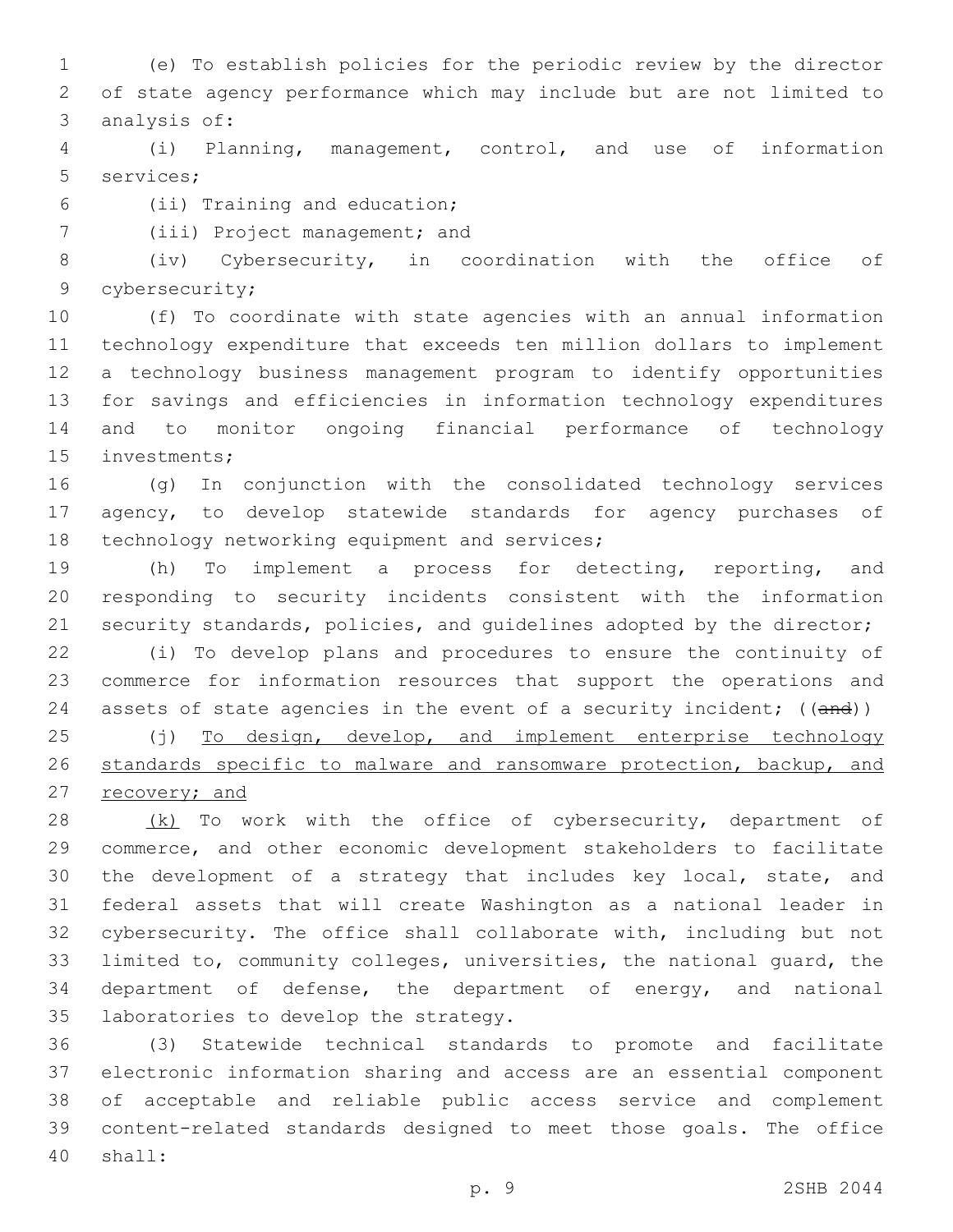(e) To establish policies for the periodic review by the director of state agency performance which may include but are not limited to analysis of:

(i) Planning, management, control, and use of information services;

(ii) Training and education;

(iii) Project management; and

(iv) Cybersecurity, in coordination with the office of cybersecurity;

(f) To coordinate with state agencies with an annual information technology expenditure that exceeds ten million dollars to implement a technology business management program to identify opportunities for savings and efficiencies in information technology expenditures and to monitor ongoing financial performance of technology investments;

(g) In conjunction with the consolidated technology services agency, to develop statewide standards for agency purchases of technology networking equipment and services;

(h) To implement a process for detecting, reporting, and responding to security incidents consistent with the information security standards, policies, and guidelines adopted by the director;

(i) To develop plans and procedures to ensure the continuity of commerce for information resources that support the operations and assets of state agencies in the event of a security incident; ((~~and~~))

(j) <u>To design, develop, and implement enterprise technology standards specific to malware and ransomware protection, backup, and recovery; and</u>

<u>(k)</u> To work with the office of cybersecurity, department of commerce, and other economic development stakeholders to facilitate the development of a strategy that includes key local, state, and federal assets that will create Washington as a national leader in cybersecurity. The office shall collaborate with, including but not limited to, community colleges, universities, the national guard, the department of defense, the department of energy, and national laboratories to develop the strategy.

(3) Statewide technical standards to promote and facilitate electronic information sharing and access are an essential component of acceptable and reliable public access service and complement content-related standards designed to meet those goals. The office shall: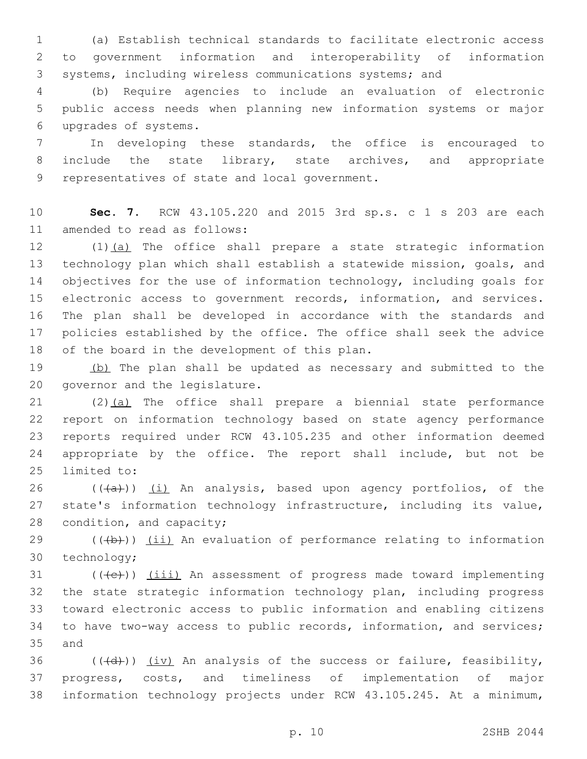(a) Establish technical standards to facilitate electronic access to government information and interoperability of information systems, including wireless communications systems; and

(b) Require agencies to include an evaluation of electronic public access needs when planning new information systems or major upgrades of systems.

In developing these standards, the office is encouraged to include the state library, state archives, and appropriate representatives of state and local government.

**Sec. 7.** RCW 43.105.220 and 2015 3rd sp.s. c 1 s 203 are each amended to read as follows:

(1)(a) The office shall prepare a state strategic information technology plan which shall establish a statewide mission, goals, and objectives for the use of information technology, including goals for electronic access to government records, information, and services. The plan shall be developed in accordance with the standards and policies established by the office. The office shall seek the advice of the board in the development of this plan.

(b) The plan shall be updated as necessary and submitted to the governor and the legislature.

(2)(a) The office shall prepare a biennial state performance report on information technology based on state agency performance reports required under RCW 43.105.235 and other information deemed appropriate by the office. The report shall include, but not be limited to:

((~~(a)~~)) (i) An analysis, based upon agency portfolios, of the state's information technology infrastructure, including its value, condition, and capacity;

((~~(b)~~)) (ii) An evaluation of performance relating to information technology;

((~~(c)~~)) (iii) An assessment of progress made toward implementing the state strategic information technology plan, including progress toward electronic access to public information and enabling citizens to have two-way access to public records, information, and services; and

((~~(d)~~)) (iv) An analysis of the success or failure, feasibility, progress, costs, and timeliness of implementation of major information technology projects under RCW 43.105.245. At a minimum,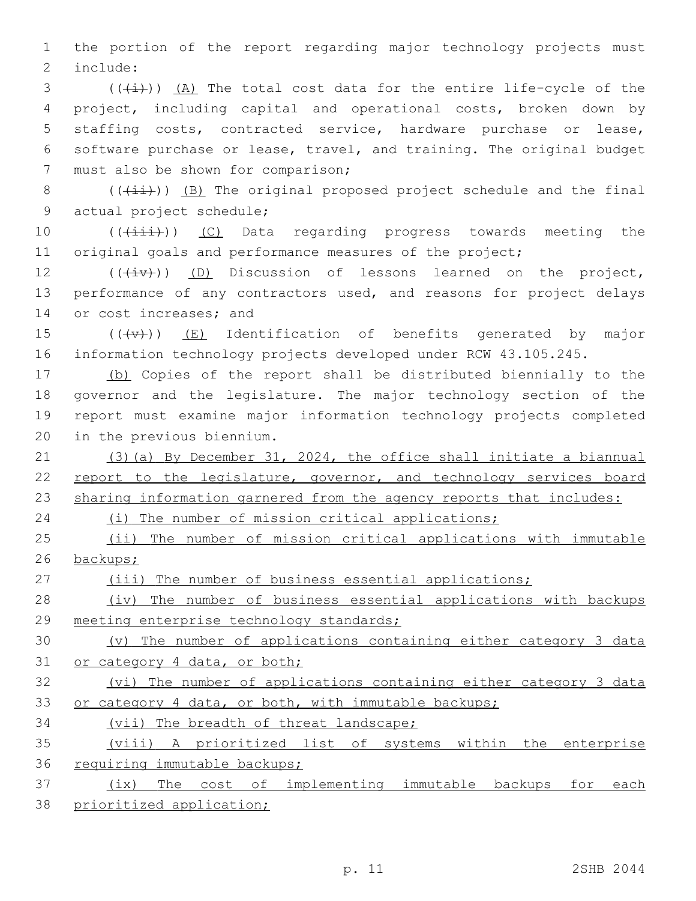the portion of the report regarding major technology projects must include:

((~~(i)~~)) <u>(A)</u> The total cost data for the entire life-cycle of the project, including capital and operational costs, broken down by staffing costs, contracted service, hardware purchase or lease, software purchase or lease, travel, and training. The original budget must also be shown for comparison;

((~~(ii)~~)) <u>(B)</u> The original proposed project schedule and the final actual project schedule;

((~~(iii)~~)) <u>(C)</u> Data regarding progress towards meeting the original goals and performance measures of the project;

((~~(iv)~~)) <u>(D)</u> Discussion of lessons learned on the project, performance of any contractors used, and reasons for project delays or cost increases; and

((~~(v)~~)) <u>(E)</u> Identification of benefits generated by major information technology projects developed under RCW 43.105.245.

<u>(b)</u> Copies of the report shall be distributed biennially to the governor and the legislature. The major technology section of the report must examine major information technology projects completed in the previous biennium.

<u>(3)(a) By December 31, 2024, the office shall initiate a biannual report to the legislature, governor, and technology services board sharing information garnered from the agency reports that includes:</u>

<u>(i) The number of mission critical applications;</u>

<u>(ii) The number of mission critical applications with immutable backups;</u>

<u>(iii) The number of business essential applications;</u>

<u>(iv) The number of business essential applications with backups meeting enterprise technology standards;</u>

<u>(v) The number of applications containing either category 3 data or category 4 data, or both;</u>

<u>(vi) The number of applications containing either category 3 data or category 4 data, or both, with immutable backups;</u>

<u>(vii) The breadth of threat landscape;</u>

<u>(viii) A prioritized list of systems within the enterprise requiring immutable backups;</u>

<u>(ix) The cost of implementing immutable backups for each prioritized application;</u>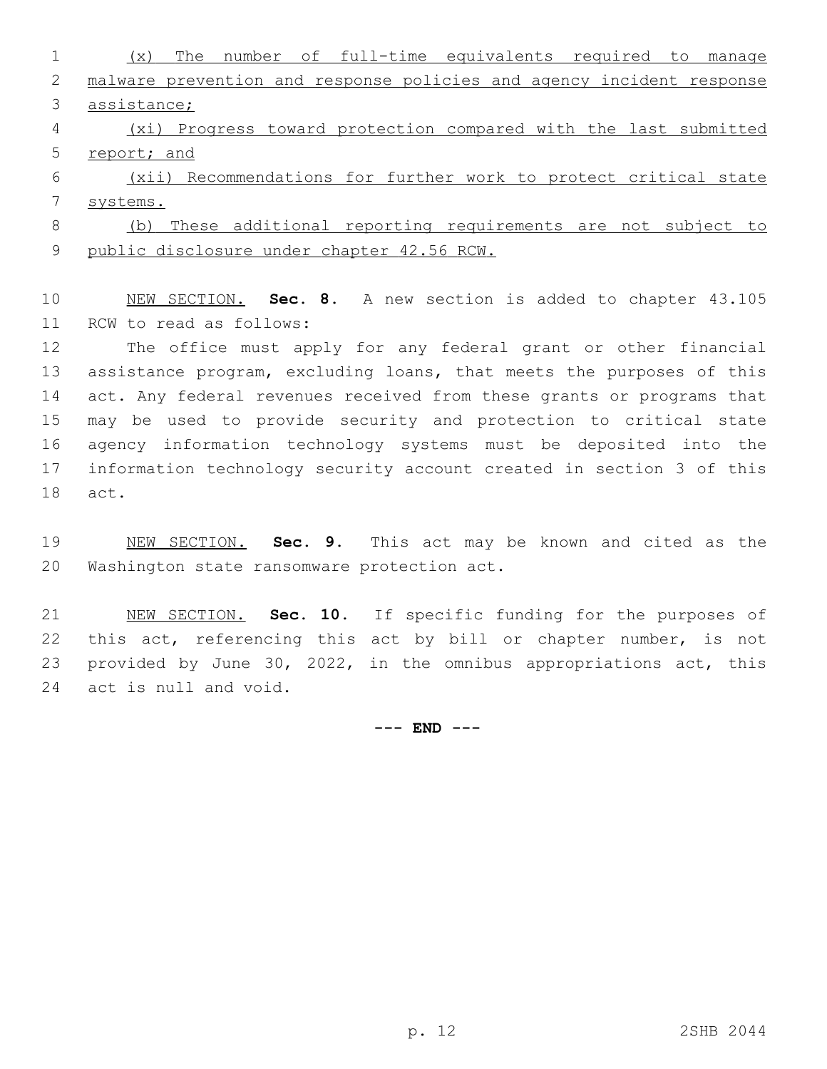(x) The number of full-time equivalents required to manage malware prevention and response policies and agency incident response assistance;

(xi) Progress toward protection compared with the last submitted report; and

(xii) Recommendations for further work to protect critical state systems.

(b) These additional reporting requirements are not subject to public disclosure under chapter 42.56 RCW.

NEW SECTION. **Sec. 8.** A new section is added to chapter 43.105 RCW to read as follows:

The office must apply for any federal grant or other financial assistance program, excluding loans, that meets the purposes of this act. Any federal revenues received from these grants or programs that may be used to provide security and protection to critical state agency information technology systems must be deposited into the information technology security account created in section 3 of this act.

NEW SECTION. **Sec. 9.** This act may be known and cited as the Washington state ransomware protection act.

NEW SECTION. **Sec. 10.** If specific funding for the purposes of this act, referencing this act by bill or chapter number, is not provided by June 30, 2022, in the omnibus appropriations act, this act is null and void.

**--- END ---**